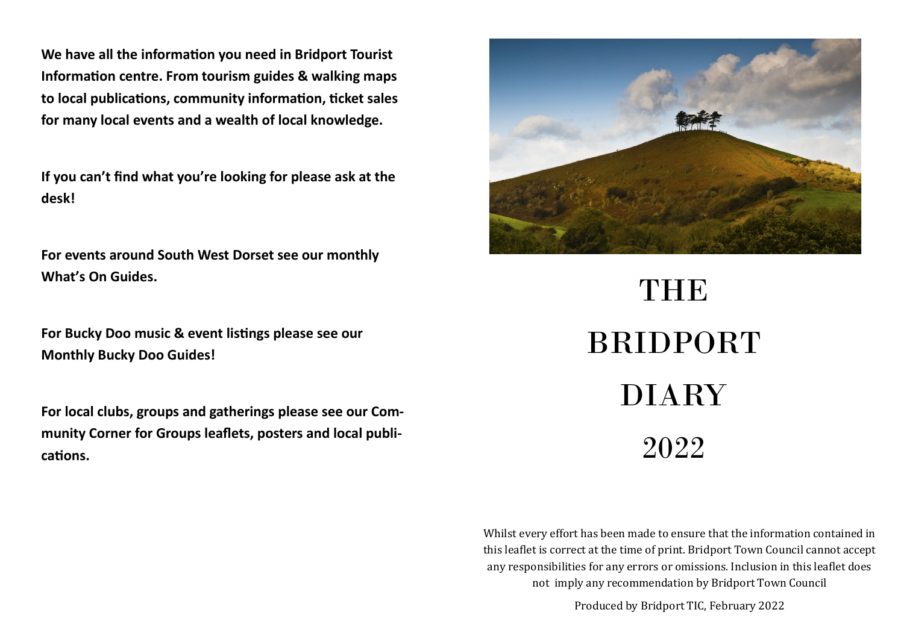**We have all the information you need in Bridport Tourist Information centre. From tourism guides & walking maps to local publications, community information, ticket sales for many local events and a wealth of local knowledge.**

**If you can't find what you're looking for please ask at the desk!**

**For events around South West Dorset see our monthly What's On Guides.**

**For Bucky Doo music & event listings please see our Monthly Bucky Doo Guides!**

**For local clubs, groups and gatherings please see our Community Corner for Groups leaflets, posters and local publications.**

# THE BRIDPORT DIARY 2022

Whilst every effort has been made to ensure that the information contained in this leaflet is correct at the time of print. Bridport Town Council cannot accept any responsibilities for any errors or omissions. Inclusion in this leaflet does not imply any recommendation by Bridport Town Council

Produced by Bridport TIC, February 2022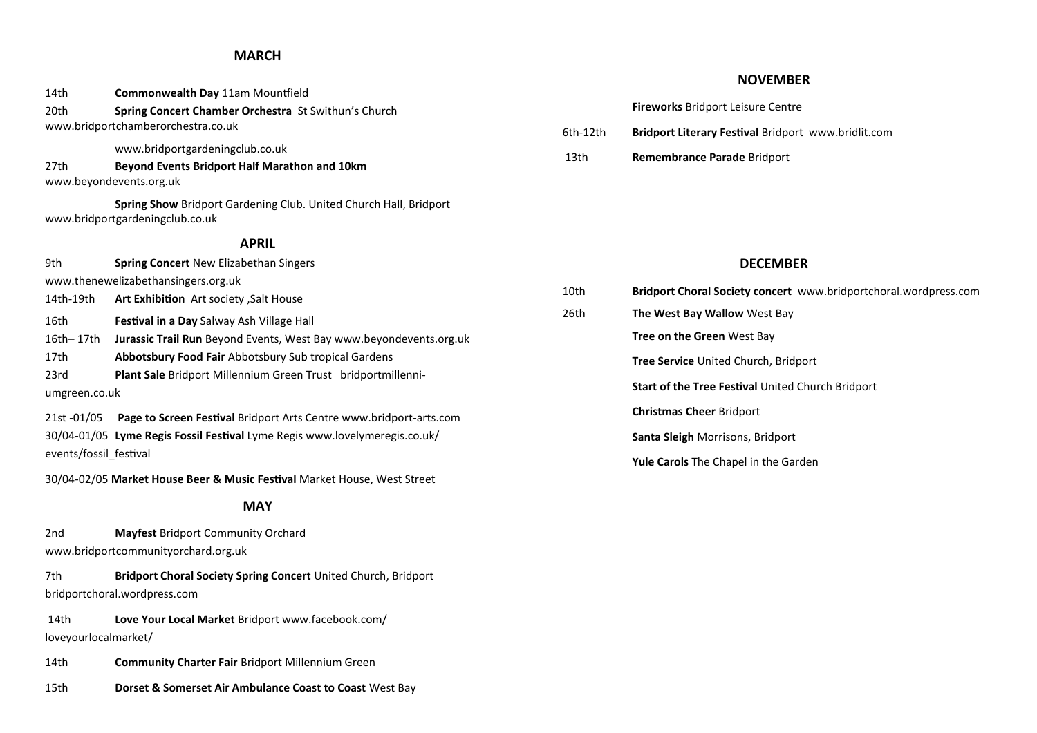## MARCH

14th **Commonwealth Day** 11am Mountfield

20th **Spring Concert Chamber Orchestra** St Swithun's Church www.bridportchamberorchestra.co.uk

www.bridportgardeningclub.co.uk

27th **Beyond Events Bridport Half Marathon and 10km** www.beyondevents.org.uk

**Spring Show** Bridport Gardening Club. United Church Hall, Bridport www.bridportgardeningclub.co.uk

## APRIL

9th **Spring Concert** New Elizabethan Singers www.thenewelizabethansingers.org.uk

14th-19th **Art Exhibition** Art society ,Salt House

16th **Festival in a Day** Salway Ash Village Hall

16th– 17th **Jurassic Trail Run** Beyond Events, West Bay www.beyondevents.org.uk

17th **Abbotsbury Food Fair** Abbotsbury Sub tropical Gardens

23rd **Plant Sale** Bridport Millennium Green Trust bridportmillenniumgreen.co.uk

21st -01/05 **Page to Screen Festival** Bridport Arts Centre www.bridport-arts.com

30/04-01/05 **Lyme Regis Fossil Festival** Lyme Regis www.lovelymeregis.co.uk/events/fossil_festival

30/04-02/05 **Market House Beer & Music Festival** Market House, West Street

## MAY

2nd **Mayfest** Bridport Community Orchard www.bridportcommunityorchard.org.uk

7th **Bridport Choral Society Spring Concert** United Church, Bridport bridportchoral.wordpress.com

14th **Love Your Local Market** Bridport www.facebook.com/loveyourlocalmarket/

14th **Community Charter Fair** Bridport Millennium Green

15th **Dorset & Somerset Air Ambulance Coast to Coast** West Bay

## NOVEMBER

**Fireworks** Bridport Leisure Centre

6th-12th **Bridport Literary Festival** Bridport www.bridlit.com

13th **Remembrance Parade** Bridport

## DECEMBER

10th **Bridport Choral Society concert** www.bridportchoral.wordpress.com

26th **The West Bay Wallow** West Bay

**Tree on the Green** West Bay

**Tree Service** United Church, Bridport

**Start of the Tree Festival** United Church Bridport

**Christmas Cheer** Bridport

**Santa Sleigh** Morrisons, Bridport

**Yule Carols** The Chapel in the Garden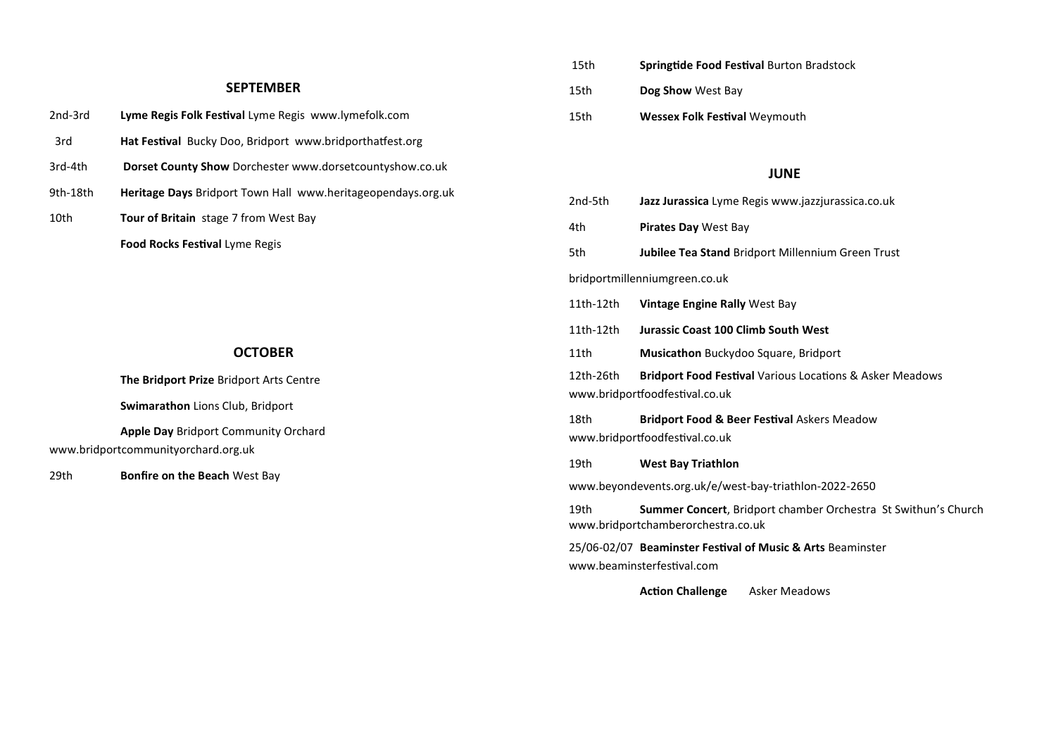## SEPTEMBER

| | |
|---|---|
| 2nd-3rd | **Lyme Regis Folk Festival** Lyme Regis www.lymefolk.com |
| 3rd | **Hat Festival** Bucky Doo, Bridport www.bridporthatfest.org |
| 3rd-4th | **Dorset County Show** Dorchester www.dorsetcountyshow.co.uk |
| 9th-18th | **Heritage Days** Bridport Town Hall www.heritageopendays.org.uk |
| 10th | **Tour of Britain** stage 7 from West Bay |
| | **Food Rocks Festival** Lyme Regis |

## OCTOBER

| | |
|---|---|
| | **The Bridport Prize** Bridport Arts Centre |
| | **Swimarathon** Lions Club, Bridport |
| | **Apple Day** Bridport Community Orchard www.bridportcommunityorchard.org.uk |
| 29th | **Bonfire on the Beach** West Bay |

| | |
|---|---|
| 15th | **Springtide Food Festival** Burton Bradstock |
| 15th | **Dog Show** West Bay |
| 15th | **Wessex Folk Festival** Weymouth |

## JUNE

| | |
|---|---|
| 2nd-5th | **Jazz Jurassica** Lyme Regis www.jazzjurassica.co.uk |
| 4th | **Pirates Day** West Bay |
| 5th | **Jubilee Tea Stand** Bridport Millennium Green Trust bridportmillenniumgreen.co.uk |
| 11th-12th | **Vintage Engine Rally** West Bay |
| 11th-12th | **Jurassic Coast 100 Climb South West** |
| 11th | **Musicathon** Buckydoo Square, Bridport |
| 12th-26th | **Bridport Food Festival** Various Locations & Asker Meadows www.bridportfoodfestival.co.uk |
| 18th | **Bridport Food & Beer Festival** Askers Meadow www.bridportfoodfestival.co.uk |
| 19th | **West Bay Triathlon** www.beyondevents.org.uk/e/west-bay-triathlon-2022-2650 |
| 19th | **Summer Concert**, Bridport chamber Orchestra St Swithun's Church www.bridportchamberorchestra.co.uk |
| 25/06-02/07 | **Beaminster Festival of Music & Arts** Beaminster www.beaminsterfestival.com |
| | **Action Challenge** Asker Meadows |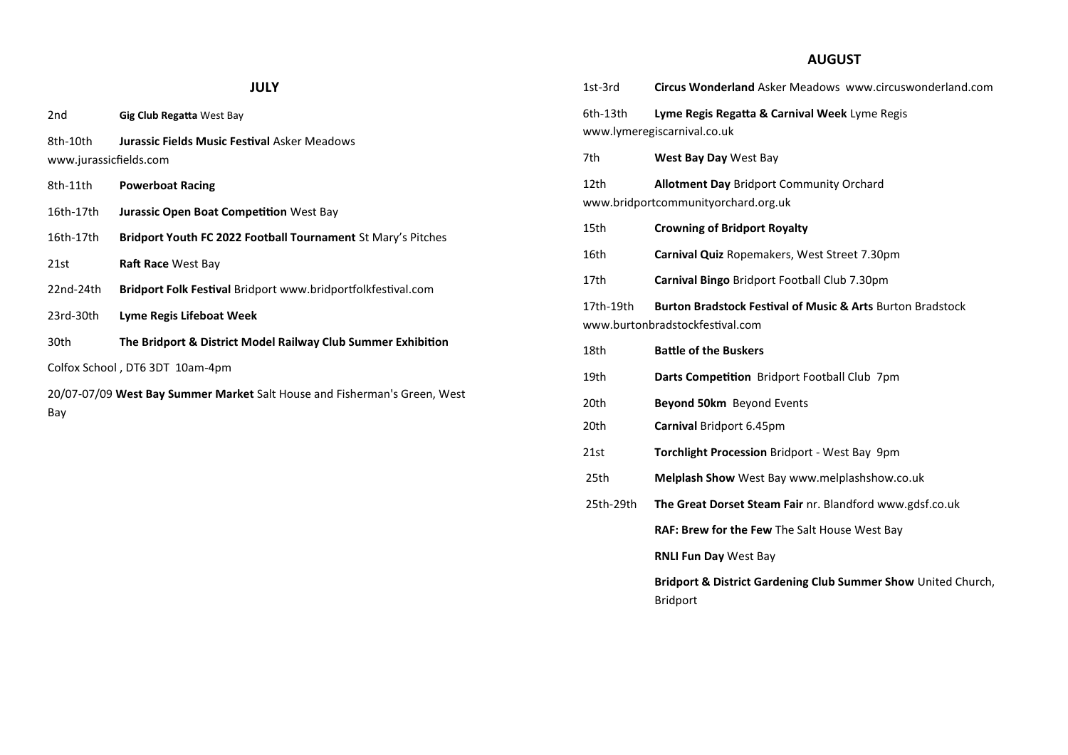## JULY

2nd **Gig Club Regatta** West Bay

8th-10th **Jurassic Fields Music Festival** Asker Meadows www.jurassicfields.com

8th-11th **Powerboat Racing**

16th-17th **Jurassic Open Boat Competition** West Bay

16th-17th **Bridport Youth FC 2022 Football Tournament** St Mary's Pitches

21st **Raft Race** West Bay

22nd-24th **Bridport Folk Festival** Bridport www.bridportfolkfestival.com

23rd-30th **Lyme Regis Lifeboat Week**

30th **The Bridport & District Model Railway Club Summer Exhibition** Colfox School , DT6 3DT 10am-4pm

20/07-07/09 **West Bay Summer Market** Salt House and Fisherman's Green, West Bay

## AUGUST

1st-3rd **Circus Wonderland** Asker Meadows www.circuswonderland.com

6th-13th **Lyme Regis Regatta & Carnival Week** Lyme Regis www.lymeregiscarnival.co.uk

7th **West Bay Day** West Bay

12th **Allotment Day** Bridport Community Orchard www.bridportcommunityorchard.org.uk

15th **Crowning of Bridport Royalty**

16th **Carnival Quiz** Ropemakers, West Street 7.30pm

17th **Carnival Bingo** Bridport Football Club 7.30pm

17th-19th **Burton Bradstock Festival of Music & Arts** Burton Bradstock www.burtonbradstockfestival.com

18th **Battle of the Buskers**

19th **Darts Competition** Bridport Football Club 7pm

20th **Beyond 50km** Beyond Events

20th **Carnival** Bridport 6.45pm

21st **Torchlight Procession** Bridport - West Bay 9pm

25th **Melplash Show** West Bay www.melplashshow.co.uk

25th-29th **The Great Dorset Steam Fair** nr. Blandford www.gdsf.co.uk

**RAF: Brew for the Few** The Salt House West Bay

**RNLI Fun Day** West Bay

**Bridport & District Gardening Club Summer Show** United Church, Bridport